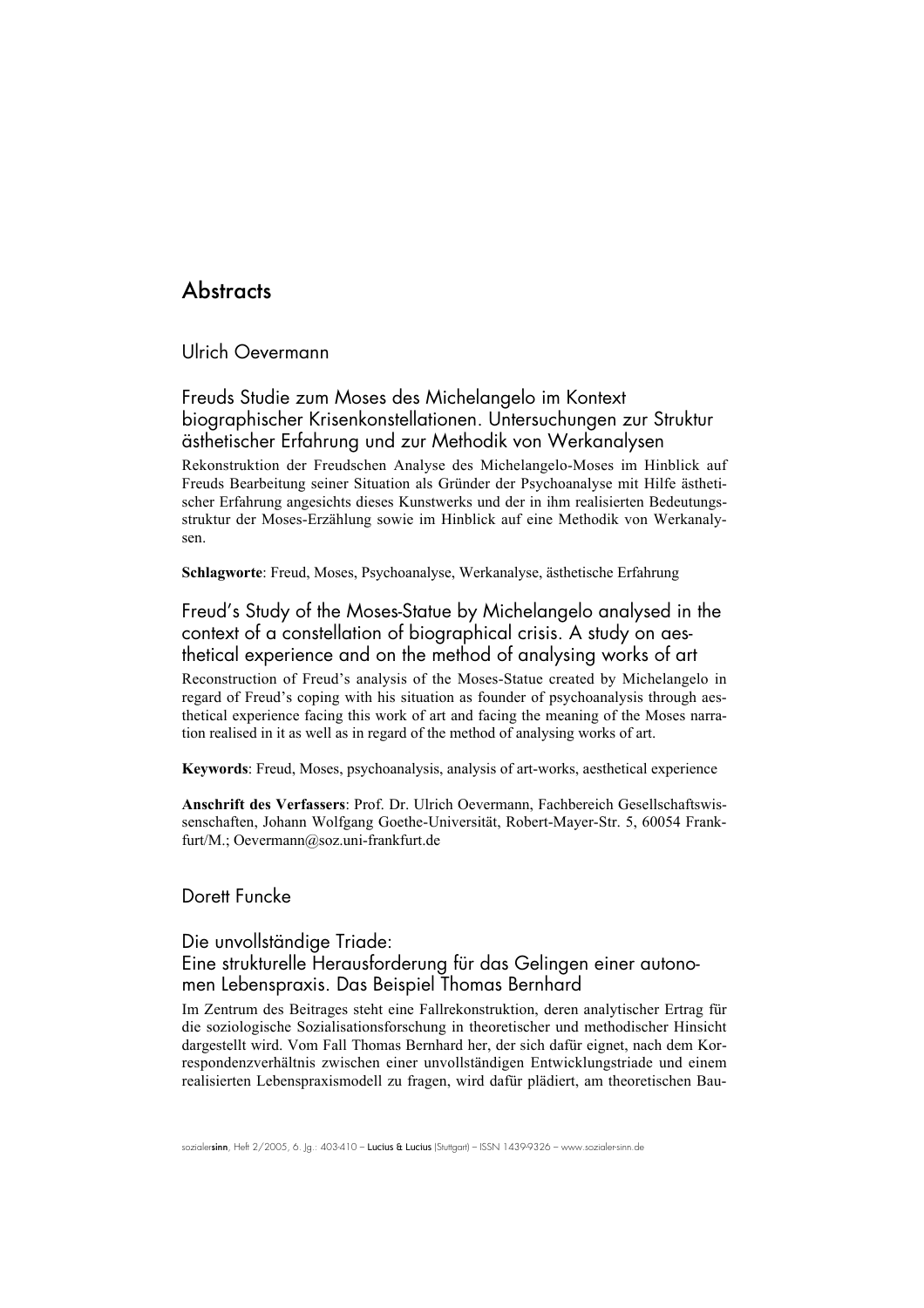# Abstracts

## Ulrich Oevermann

### Freuds Studie zum Moses des Michelangelo im Kontext biographischer Krisenkonstellationen. Untersuchungen zur Struktur ästhetischer Erfahrung und zur Methodik von Werkanalysen

Rekonstruktion der Freudschen Analyse des Michelangelo-Moses im Hinblick auf Freuds Bearbeitung seiner Situation als Gründer der Psychoanalyse mit Hilfe ästhetischer Erfahrung angesichts dieses Kunstwerks und der in ihm realisierten Bedeutungsstruktur der Moses-Erzählung sowie im Hinblick auf eine Methodik von Werkanalysen.

**Schlagworte**: Freud, Moses, Psychoanalyse, Werkanalyse, ästhetische Erfahrung

### Freud's Study of the Moses-Statue by Michelangelo analysed in the context of a constellation of biographical crisis. A study on aesthetical experience and on the method of analysing works of art

Reconstruction of Freud's analysis of the Moses-Statue created by Michelangelo in regard of Freud's coping with his situation as founder of psychoanalysis through aesthetical experience facing this work of art and facing the meaning of the Moses narration realised in it as well as in regard of the method of analysing works of art.

**Keywords**: Freud, Moses, psychoanalysis, analysis of art-works, aesthetical experience

**Anschrift des Verfassers**: Prof. Dr. Ulrich Oevermann, Fachbereich Gesellschaftswissenschaften, Johann Wolfgang Goethe-Universität, Robert-Mayer-Str. 5, 60054 Frankfurt/M.; Oevermann@soz.uni-frankfurt.de

## Dorett Funcke

### Die unvollständige Triade: Eine strukturelle Herausforderung für das Gelingen einer autonomen Lebenspraxis. Das Beispiel Thomas Bernhard

Im Zentrum des Beitrages steht eine Fallrekonstruktion, deren analytischer Ertrag für die soziologische Sozialisationsforschung in theoretischer und methodischer Hinsicht dargestellt wird. Vom Fall Thomas Bernhard her, der sich dafür eignet, nach dem Korrespondenzverhältnis zwischen einer unvollständigen Entwicklungstriade und einem realisierten Lebenspraxismodell zu fragen, wird dafür plädiert, am theoretischen Bau-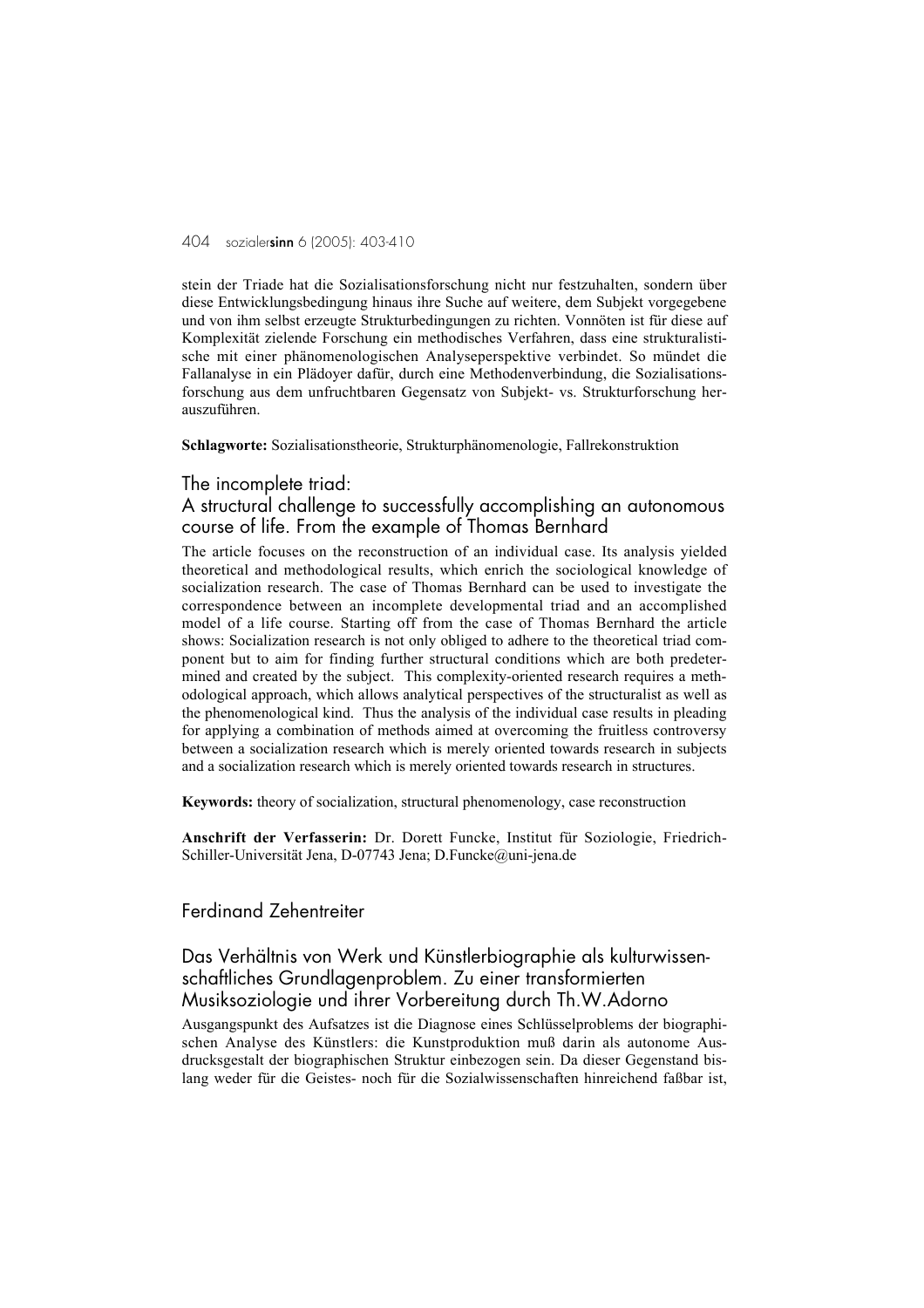stein der Triade hat die Sozialisationsforschung nicht nur festzuhalten, sondern über diese Entwicklungsbedingung hinaus ihre Suche auf weitere, dem Subjekt vorgegebene und von ihm selbst erzeugte Strukturbedingungen zu richten. Vonnöten ist für diese auf Komplexität zielende Forschung ein methodisches Verfahren, dass eine strukturalistische mit einer phänomenologischen Analyseperspektive verbindet. So mündet die Fallanalyse in ein Plädoyer dafür, durch eine Methodenverbindung, die Sozialisationsforschung aus dem unfruchtbaren Gegensatz von Subjekt- vs. Strukturforschung herauszuführen.

**Schlagworte:** Sozialisationstheorie, Strukturphänomenologie, Fallrekonstruktion

## The incomplete triad: A structural challenge to successfully accomplishing an autonomous course of life. From the example of Thomas Bernhard

The article focuses on the reconstruction of an individual case. Its analysis yielded theoretical and methodological results, which enrich the sociological knowledge of socialization research. The case of Thomas Bernhard can be used to investigate the correspondence between an incomplete developmental triad and an accomplished model of a life course. Starting off from the case of Thomas Bernhard the article shows: Socialization research is not only obliged to adhere to the theoretical triad component but to aim for finding further structural conditions which are both predetermined and created by the subject. This complexity-oriented research requires a methodological approach, which allows analytical perspectives of the structuralist as well as the phenomenological kind. Thus the analysis of the individual case results in pleading for applying a combination of methods aimed at overcoming the fruitless controversy between a socialization research which is merely oriented towards research in subjects and a socialization research which is merely oriented towards research in structures.

**Keywords:** theory of socialization, structural phenomenology, case reconstruction

**Anschrift der Verfasserin:** Dr. Dorett Funcke, Institut für Soziologie, Friedrich-Schiller-Universität Jena, D-07743 Jena; D.Funcke@uni-jena.de

# Ferdinand Zehentreiter

## Das Verhältnis von Werk und Künstlerbiographie als kulturwissenschaftliches Grundlagenproblem. Zu einer transformierten Musiksoziologie und ihrer Vorbereitung durch Th.W.Adorno

Ausgangspunkt des Aufsatzes ist die Diagnose eines Schlüsselproblems der biographischen Analyse des Künstlers: die Kunstproduktion muß darin als autonome Ausdrucksgestalt der biographischen Struktur einbezogen sein. Da dieser Gegenstand bislang weder für die Geistes- noch für die Sozialwissenschaften hinreichend faßbar ist,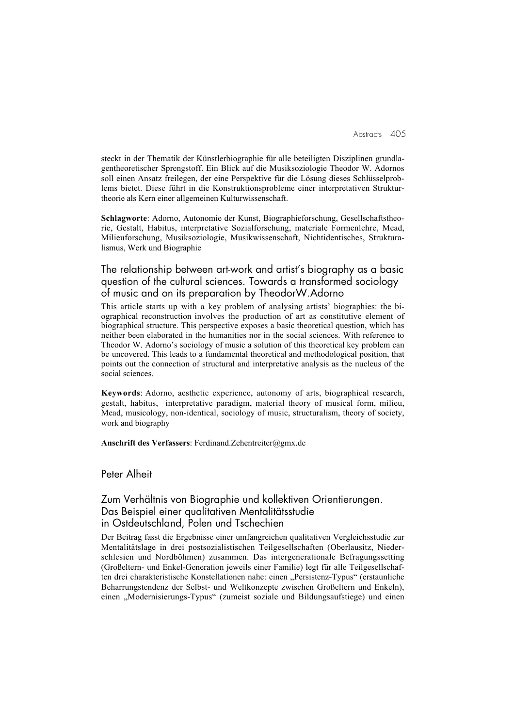steckt in der Thematik der Künstlerbiographie für alle beteiligten Disziplinen grundlagentheoretischer Sprengstoff. Ein Blick auf die Musiksoziologie Theodor W. Adornos soll einen Ansatz freilegen, der eine Perspektive für die Lösung dieses Schlüsselproblems bietet. Diese führt in die Konstruktionsprobleme einer interpretativen Strukturtheorie als Kern einer allgemeinen Kulturwissenschaft.

**Schlagworte**: Adorno, Autonomie der Kunst, Biographieforschung, Gesellschaftstheorie, Gestalt, Habitus, interpretative Sozialforschung, materiale Formenlehre, Mead, Milieuforschung, Musiksoziologie, Musikwissenschaft, Nichtidentisches, Strukturalismus, Werk und Biographie

## The relationship between art-work and artist's biography as a basic question of the cultural sciences. Towards a transformed sociology of music and on its preparation by TheodorW.Adorno

This article starts up with a key problem of analysing artists' biographies: the biographical reconstruction involves the production of art as constitutive element of biographical structure. This perspective exposes a basic theoretical question, which has neither been elaborated in the humanities nor in the social sciences. With reference to Theodor W. Adorno's sociology of music a solution of this theoretical key problem can be uncovered. This leads to a fundamental theoretical and methodological position, that points out the connection of structural and interpretative analysis as the nucleus of the social sciences.

**Keywords**: Adorno, aesthetic experience, autonomy of arts, biographical research, gestalt, habitus, interpretative paradigm, material theory of musical form, milieu, Mead, musicology, non-identical, sociology of music, structuralism, theory of society, work and biography

**Anschrift des Verfassers**: Ferdinand.Zehentreiter@gmx.de

Peter Alheit

## Zum Verhältnis von Biographie und kollektiven Orientierungen. Das Beispiel einer qualitativen Mentalitätsstudie in Ostdeutschland, Polen und Tschechien

Der Beitrag fasst die Ergebnisse einer umfangreichen qualitativen Vergleichsstudie zur Mentalitätslage in drei postsozialistischen Teilgesellschaften (Oberlausitz, Niederschlesien und Nordböhmen) zusammen. Das intergenerationale Befragungssetting (Großeltern- und Enkel-Generation jeweils einer Familie) legt für alle Teilgesellschaften drei charakteristische Konstellationen nahe: einen „Persistenz-Typus" (erstaunliche Beharrungstendenz der Selbst- und Weltkonzepte zwischen Großeltern und Enkeln), einen „Modernisierungs-Typus" (zumeist soziale und Bildungsaufstiege) und einen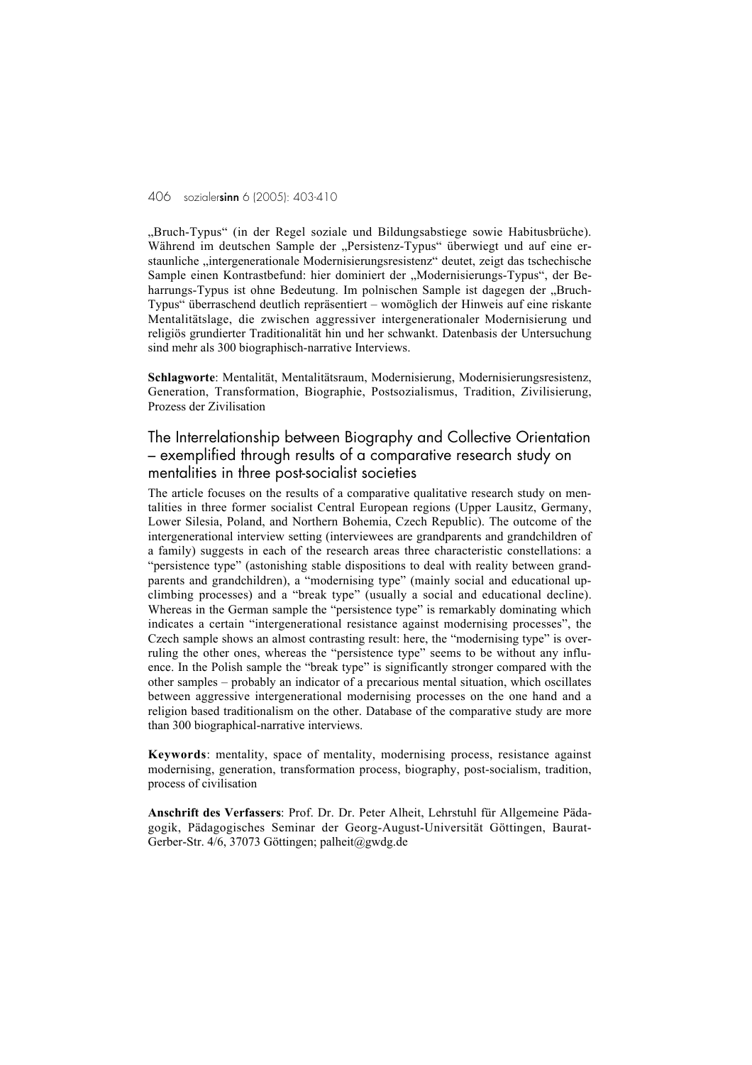„Bruch-Typus“ (in der Regel soziale und Bildungsabstiege sowie Habitusbrüche). Während im deutschen Sample der „Persistenz-Typus“ überwiegt und auf eine erstaunliche „intergenerationale Modernisierungsresistenz“ deutet, zeigt das tschechische Sample einen Kontrastbefund: hier dominiert der „Modernisierungs-Typus“, der Beharrungs-Typus ist ohne Bedeutung. Im polnischen Sample ist dagegen der „Bruch-Typus“ überraschend deutlich repräsentiert – womöglich der Hinweis auf eine riskante Mentalitätslage, die zwischen aggressiver intergenerationaler Modernisierung und religiös grundierter Traditionalität hin und her schwankt. Datenbasis der Untersuchung sind mehr als 300 biographisch-narrative Interviews.

**Schlagworte**: Mentalität, Mentalitätsraum, Modernisierung, Modernisierungsresistenz, Generation, Transformation, Biographie, Postsozialismus, Tradition, Zivilisierung, Prozess der Zivilisation

## The Interrelationship between Biography and Collective Orientation – exemplified through results of a comparative research study on mentalities in three post-socialist societies

The article focuses on the results of a comparative qualitative research study on mentalities in three former socialist Central European regions (Upper Lausitz, Germany, Lower Silesia, Poland, and Northern Bohemia, Czech Republic). The outcome of the intergenerational interview setting (interviewees are grandparents and grandchildren of a family) suggests in each of the research areas three characteristic constellations: a "persistence type" (astonishing stable dispositions to deal with reality between grandparents and grandchildren), a "modernising type" (mainly social and educational upclimbing processes) and a "break type" (usually a social and educational decline). Whereas in the German sample the "persistence type" is remarkably dominating which indicates a certain "intergenerational resistance against modernising processes", the Czech sample shows an almost contrasting result: here, the "modernising type" is overruling the other ones, whereas the "persistence type" seems to be without any influence. In the Polish sample the "break type" is significantly stronger compared with the other samples – probably an indicator of a precarious mental situation, which oscillates between aggressive intergenerational modernising processes on the one hand and a religion based traditionalism on the other. Database of the comparative study are more than 300 biographical-narrative interviews.

**Keywords**: mentality, space of mentality, modernising process, resistance against modernising, generation, transformation process, biography, post-socialism, tradition, process of civilisation

**Anschrift des Verfassers**: Prof. Dr. Dr. Peter Alheit, Lehrstuhl für Allgemeine Pädagogik, Pädagogisches Seminar der Georg-August-Universität Göttingen, Baurat-Gerber-Str. 4/6, 37073 Göttingen; palheit@gwdg.de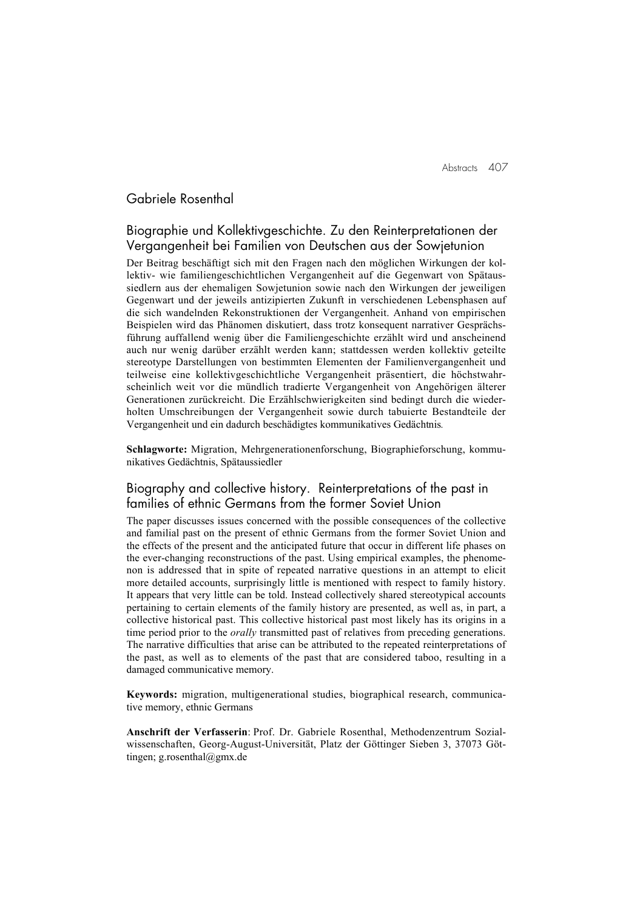## Gabriele Rosenthal

### Biographie und Kollektivgeschichte. Zu den Reinterpretationen der Vergangenheit bei Familien von Deutschen aus der Sowjetunion

Der Beitrag beschäftigt sich mit den Fragen nach den möglichen Wirkungen der kollektiv- wie familiengeschichtlichen Vergangenheit auf die Gegenwart von Spätaussiedlern aus der ehemaligen Sowjetunion sowie nach den Wirkungen der jeweiligen Gegenwart und der jeweils antizipierten Zukunft in verschiedenen Lebensphasen auf die sich wandelnden Rekonstruktionen der Vergangenheit. Anhand von empirischen Beispielen wird das Phänomen diskutiert, dass trotz konsequent narrativer Gesprächsführung auffallend wenig über die Familiengeschichte erzählt wird und anscheinend auch nur wenig darüber erzählt werden kann; stattdessen werden kollektiv geteilte stereotype Darstellungen von bestimmten Elementen der Familienvergangenheit und teilweise eine kollektivgeschichtliche Vergangenheit präsentiert, die höchstwahrscheinlich weit vor die mündlich tradierte Vergangenheit von Angehörigen älterer Generationen zurückreicht. Die Erzählschwierigkeiten sind bedingt durch die wiederholten Umschreibungen der Vergangenheit sowie durch tabuierte Bestandteile der Vergangenheit und ein dadurch beschädigtes kommunikatives Gedächtnis.

**Schlagworte:** Migration, Mehrgenerationenforschung, Biographieforschung, kommunikatives Gedächtnis, Spätaussiedler

### Biography and collective history. Reinterpretations of the past in families of ethnic Germans from the former Soviet Union

The paper discusses issues concerned with the possible consequences of the collective and familial past on the present of ethnic Germans from the former Soviet Union and the effects of the present and the anticipated future that occur in different life phases on the ever-changing reconstructions of the past. Using empirical examples, the phenomenon is addressed that in spite of repeated narrative questions in an attempt to elicit more detailed accounts, surprisingly little is mentioned with respect to family history. It appears that very little can be told. Instead collectively shared stereotypical accounts pertaining to certain elements of the family history are presented, as well as, in part, a collective historical past. This collective historical past most likely has its origins in a time period prior to the *orally* transmitted past of relatives from preceding generations. The narrative difficulties that arise can be attributed to the repeated reinterpretations of the past, as well as to elements of the past that are considered taboo, resulting in a damaged communicative memory.

**Keywords:** migration, multigenerational studies, biographical research, communicative memory, ethnic Germans

**Anschrift der Verfasserin**: Prof. Dr. Gabriele Rosenthal, Methodenzentrum Sozialwissenschaften, Georg-August-Universität, Platz der Göttinger Sieben 3, 37073 Göttingen; g.rosenthal@gmx.de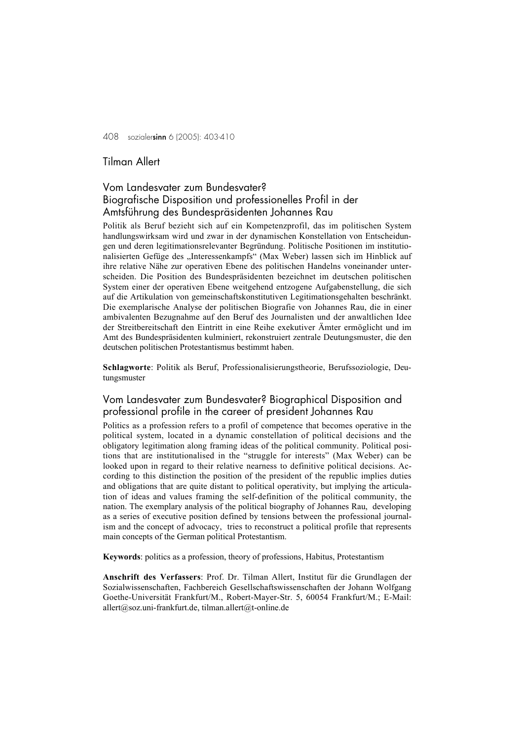Tilman Allert

## Vom Landesvater zum Bundesvater? Biografische Disposition und professionelles Profil in der Amtsführung des Bundespräsidenten Johannes Rau

Politik als Beruf bezieht sich auf ein Kompetenzprofil, das im politischen System handlungswirksam wird und zwar in der dynamischen Konstellation von Entscheidungen und deren legitimationsrelevanter Begründung. Politische Positionen im institutionalisierten Gefüge des „Interessenkampfs" (Max Weber) lassen sich im Hinblick auf ihre relative Nähe zur operativen Ebene des politischen Handelns voneinander unterscheiden. Die Position des Bundespräsidenten bezeichnet im deutschen politischen System einer der operativen Ebene weitgehend entzogene Aufgabenstellung, die sich auf die Artikulation von gemeinschaftskonstitutiven Legitimationsgehalten beschränkt. Die exemplarische Analyse der politischen Biografie von Johannes Rau, die in einer ambivalenten Bezugnahme auf den Beruf des Journalisten und der anwaltlichen Idee der Streitbereitschaft den Eintritt in eine Reihe exekutiver Ämter ermöglicht und im Amt des Bundespräsidenten kulminiert, rekonstruiert zentrale Deutungsmuster, die den deutschen politischen Protestantismus bestimmt haben.

**Schlagworte**: Politik als Beruf, Professionalisierungstheorie, Berufssoziologie, Deutungsmuster

## Vom Landesvater zum Bundesvater? Biographical Disposition and professional profile in the career of president Johannes Rau

Politics as a profession refers to a profil of competence that becomes operative in the political system, located in a dynamic constellation of political decisions and the obligatory legitimation along framing ideas of the political community. Political positions that are institutionalised in the "struggle for interests" (Max Weber) can be looked upon in regard to their relative nearness to definitive political decisions. According to this distinction the position of the president of the republic implies duties and obligations that are quite distant to political operativity, but implying the articulation of ideas and values framing the self-definition of the political community, the nation. The exemplary analysis of the political biography of Johannes Rau, developing as a series of executive position defined by tensions between the professional journalism and the concept of advocacy, tries to reconstruct a political profile that represents main concepts of the German political Protestantism.

**Keywords**: politics as a profession, theory of professions, Habitus, Protestantism

**Anschrift des Verfassers**: Prof. Dr. Tilman Allert, Institut für die Grundlagen der Sozialwissenschaften, Fachbereich Gesellschaftswissenschaften der Johann Wolfgang Goethe-Universität Frankfurt/M., Robert-Mayer-Str. 5, 60054 Frankfurt/M.; E-Mail: allert@soz.uni-frankfurt.de, tilman.allert@t-online.de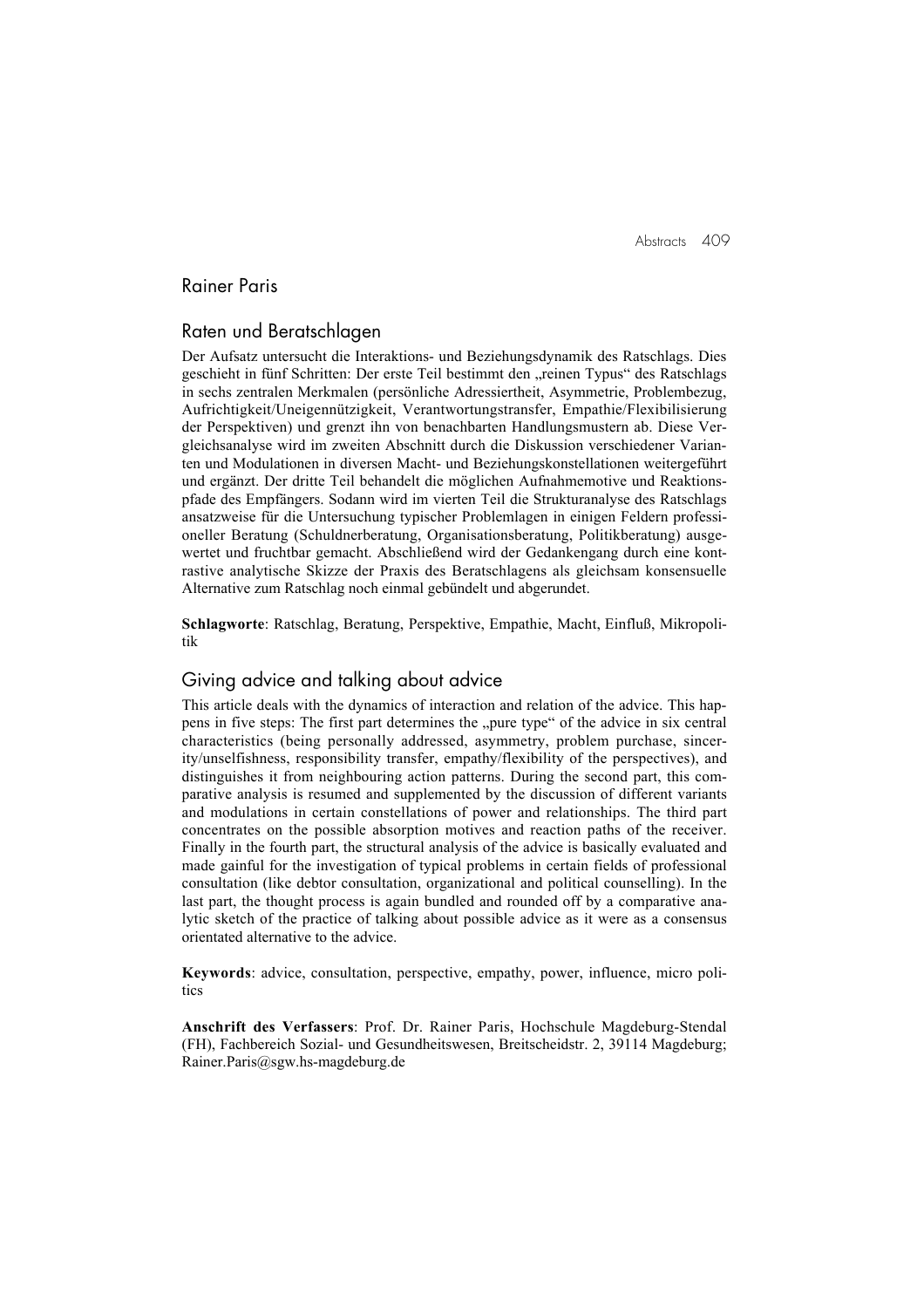## Rainer Paris

### Raten und Beratschlagen

Der Aufsatz untersucht die Interaktions- und Beziehungsdynamik des Ratschlags. Dies geschieht in fünf Schritten: Der erste Teil bestimmt den „reinen Typus“ des Ratschlags in sechs zentralen Merkmalen (persönliche Adressiertheit, Asymmetrie, Problembezug, Aufrichtigkeit/Uneigennützigkeit, Verantwortungstransfer, Empathie/Flexibilisierung der Perspektiven) und grenzt ihn von benachbarten Handlungsmustern ab. Diese Vergleichsanalyse wird im zweiten Abschnitt durch die Diskussion verschiedener Varianten und Modulationen in diversen Macht- und Beziehungskonstellationen weitergeführt und ergänzt. Der dritte Teil behandelt die möglichen Aufnahmemotive und Reaktionspfade des Empfängers. Sodann wird im vierten Teil die Strukturanalyse des Ratschlags ansatzweise für die Untersuchung typischer Problemlagen in einigen Feldern professioneller Beratung (Schuldnerberatung, Organisationsberatung, Politikberatung) ausgewertet und fruchtbar gemacht. Abschließend wird der Gedankengang durch eine kontrastive analytische Skizze der Praxis des Beratschlagens als gleichsam konsensuelle Alternative zum Ratschlag noch einmal gebündelt und abgerundet.

**Schlagworte**: Ratschlag, Beratung, Perspektive, Empathie, Macht, Einfluß, Mikropolitik

### Giving advice and talking about advice

This article deals with the dynamics of interaction and relation of the advice. This happens in five steps: The first part determines the „pure type“ of the advice in six central characteristics (being personally addressed, asymmetry, problem purchase, sincerity/unselfishness, responsibility transfer, empathy/flexibility of the perspectives), and distinguishes it from neighbouring action patterns. During the second part, this comparative analysis is resumed and supplemented by the discussion of different variants and modulations in certain constellations of power and relationships. The third part concentrates on the possible absorption motives and reaction paths of the receiver. Finally in the fourth part, the structural analysis of the advice is basically evaluated and made gainful for the investigation of typical problems in certain fields of professional consultation (like debtor consultation, organizational and political counselling). In the last part, the thought process is again bundled and rounded off by a comparative analytic sketch of the practice of talking about possible advice as it were as a consensus orientated alternative to the advice.

**Keywords**: advice, consultation, perspective, empathy, power, influence, micro politics

**Anschrift des Verfassers**: Prof. Dr. Rainer Paris, Hochschule Magdeburg-Stendal (FH), Fachbereich Sozial- und Gesundheitswesen, Breitscheidstr. 2, 39114 Magdeburg; Rainer.Paris@sgw.hs-magdeburg.de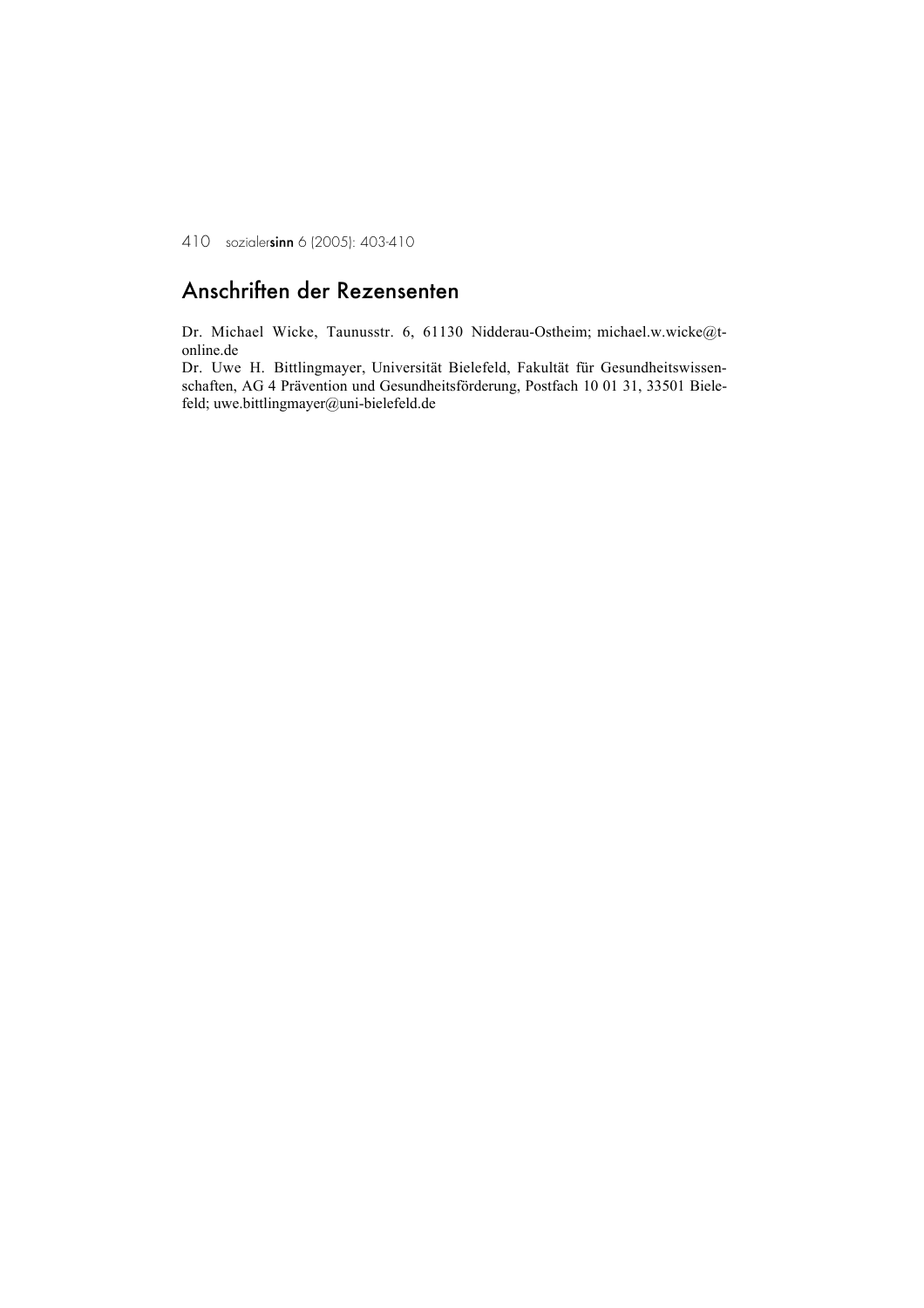## Anschriften der Rezensenten

Dr. Michael Wicke, Taunusstr. 6, 61130 Nidderau-Ostheim; michael.w.wicke@t-online.de
Dr. Uwe H. Bittlingmayer, Universität Bielefeld, Fakultät für Gesundheitswissenschaften, AG 4 Prävention und Gesundheitsförderung, Postfach 10 01 31, 33501 Bielefeld; uwe.bittlingmayer@uni-bielefeld.de